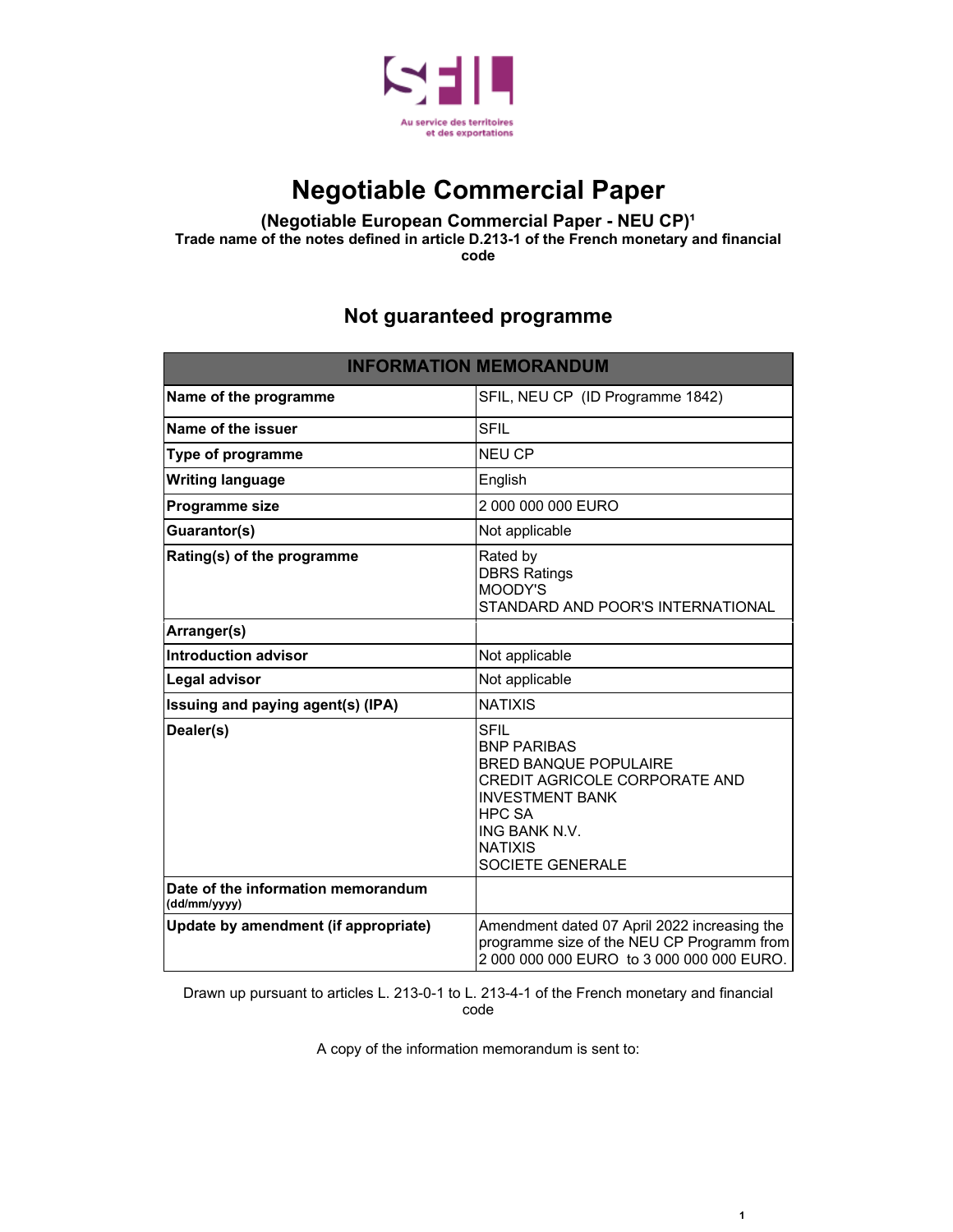# Negotiable Commercial Paper

**(Negotiable European Commercial Paper - NEU CP)[1]**
**Trade name of the notes defined in article D.213-1 of the French monetary and financial code**

## Not guaranteed programme

| INFORMATION MEMORANDUM | |
|---|---|
| **Name of the programme** | SFIL, NEU CP (ID Programme 1842) |
| **Name of the issuer** | SFIL |
| **Type of programme** | NEU CP |
| **Writing language** | English |
| **Programme size** | 2 000 000 000 EURO |
| **Guarantor(s)** | Not applicable |
| **Rating(s) of the programme** | Rated by<br>DBRS Ratings<br>MOODY'S<br>STANDARD AND POOR'S INTERNATIONAL |
| **Arranger(s)** | |
| **Introduction advisor** | Not applicable |
| **Legal advisor** | Not applicable |
| **Issuing and paying agent(s) (IPA)** | NATIXIS |
| **Dealer(s)** | SFIL<br>BNP PARIBAS<br>BRED BANQUE POPULAIRE<br>CREDIT AGRICOLE CORPORATE AND INVESTMENT BANK<br>HPC SA<br>ING BANK N.V.<br>NATIXIS<br>SOCIETE GENERALE |
| **Date of the information memorandum (dd/mm/yyyy)** | |
| **Update by amendment (if appropriate)** | Amendment dated 07 April 2022 increasing the programme size of the NEU CP Programm from 2 000 000 000 EURO to 3 000 000 000 EURO. |

Drawn up pursuant to articles L. 213-0-1 to L. 213-4-1 of the French monetary and financial code

A copy of the information memorandum is sent to: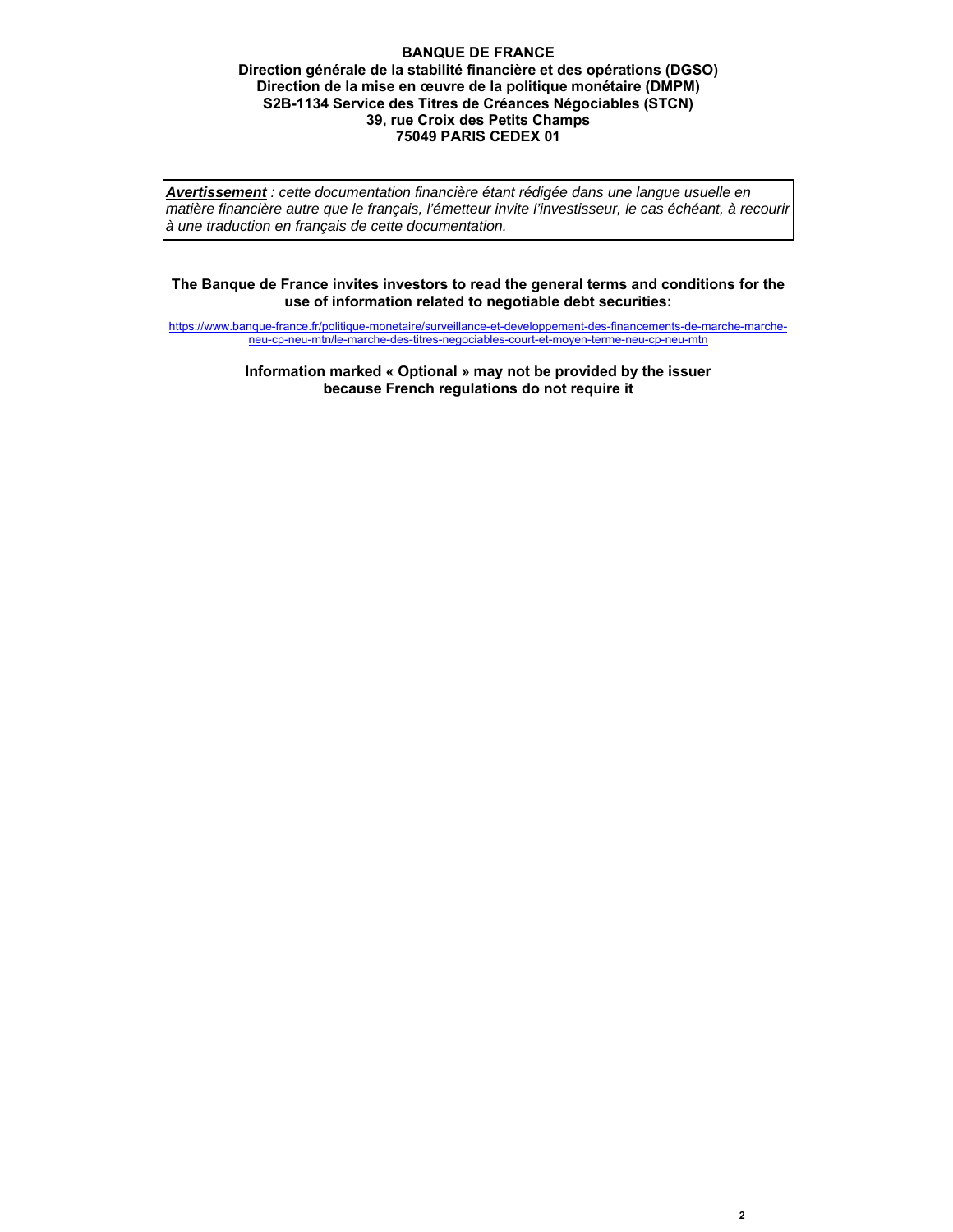**BANQUE DE FRANCE**
**Direction générale de la stabilité financière et des opérations (DGSO)**
**Direction de la mise en œuvre de la politique monétaire (DMPM)**
**S2B-1134 Service des Titres de Créances Négociables (STCN)**
**39, rue Croix des Petits Champs**
**75049 PARIS CEDEX 01**

> ***Avertissement*** *: cette documentation financière étant rédigée dans une langue usuelle en matière financière autre que le français, l'émetteur invite l'investisseur, le cas échéant, à recourir à une traduction en français de cette documentation.*

**The Banque de France invites investors to read the general terms and conditions for the use of information related to negotiable debt securities:**

https://www.banque-france.fr/politique-monetaire/surveillance-et-developpement-des-financements-de-marche-marche-neu-cp-neu-mtn/le-marche-des-titres-negociables-court-et-moyen-terme-neu-cp-neu-mtn

**Information marked « Optional » may not be provided by the issuer because French regulations do not require it**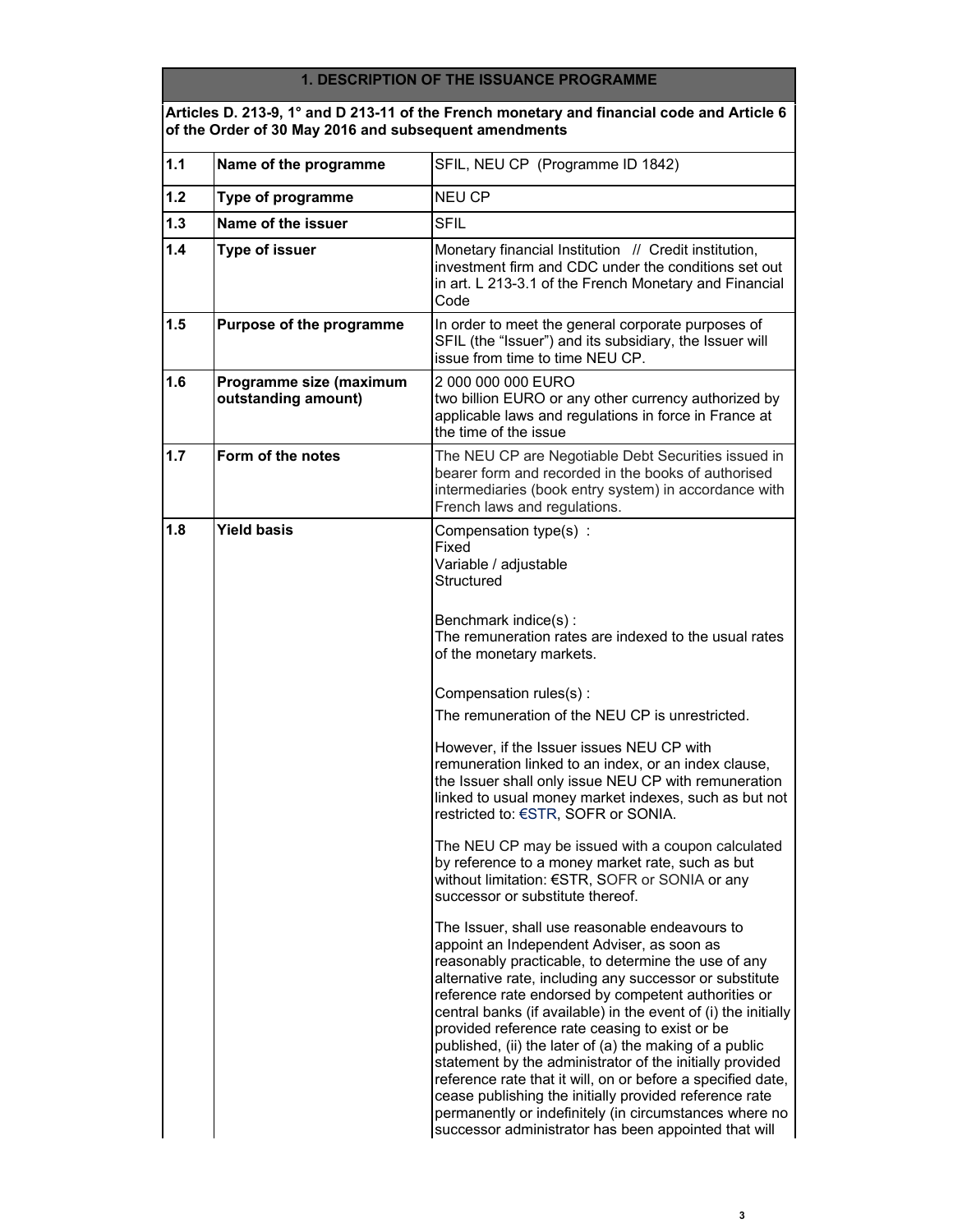| 1. DESCRIPTION OF THE ISSUANCE PROGRAMME | | |
|---|---|---|
| **Articles D. 213-9, 1° and D 213-11 of the French monetary and financial code and Article 6 of the Order of 30 May 2016 and subsequent amendments** | | |
| **1.1** | **Name of the programme** | SFIL, NEU CP (Programme ID 1842) |
| **1.2** | **Type of programme** | NEU CP |
| **1.3** | **Name of the issuer** | SFIL |
| **1.4** | **Type of issuer** | Monetary financial Institution // Credit institution, investment firm and CDC under the conditions set out in art. L 213-3.1 of the French Monetary and Financial Code |
| **1.5** | **Purpose of the programme** | In order to meet the general corporate purposes of SFIL (the "Issuer") and its subsidiary, the Issuer will issue from time to time NEU CP. |
| **1.6** | **Programme size (maximum outstanding amount)** | 2 000 000 000 EURO<br>two billion EURO or any other currency authorized by applicable laws and regulations in force in France at the time of the issue |
| **1.7** | **Form of the notes** | The NEU CP are Negotiable Debt Securities issued in bearer form and recorded in the books of authorised intermediaries (book entry system) in accordance with French laws and regulations. |
| **1.8** | **Yield basis** | Compensation type(s) :<br>Fixed<br>Variable / adjustable<br>Structured<br><br>Benchmark indice(s) :<br>The remuneration rates are indexed to the usual rates of the monetary markets.<br><br>Compensation rules(s) :<br>The remuneration of the NEU CP is unrestricted.<br><br>However, if the Issuer issues NEU CP with remuneration linked to an index, or an index clause, the Issuer shall only issue NEU CP with remuneration linked to usual money market indexes, such as but not restricted to: €STR, SOFR or SONIA.<br><br>The NEU CP may be issued with a coupon calculated by reference to a money market rate, such as but without limitation: €STR, SOFR or SONIA or any successor or substitute thereof.<br><br>The Issuer, shall use reasonable endeavours to appoint an Independent Adviser, as soon as reasonably practicable, to determine the use of any alternative rate, including any successor or substitute reference rate endorsed by competent authorities or central banks (if available) in the event of (i) the initially provided reference rate ceasing to exist or be published, (ii) the later of (a) the making of a public statement by the administrator of the initially provided reference rate that it will, on or before a specified date, cease publishing the initially provided reference rate permanently or indefinitely (in circumstances where no successor administrator has been appointed that will |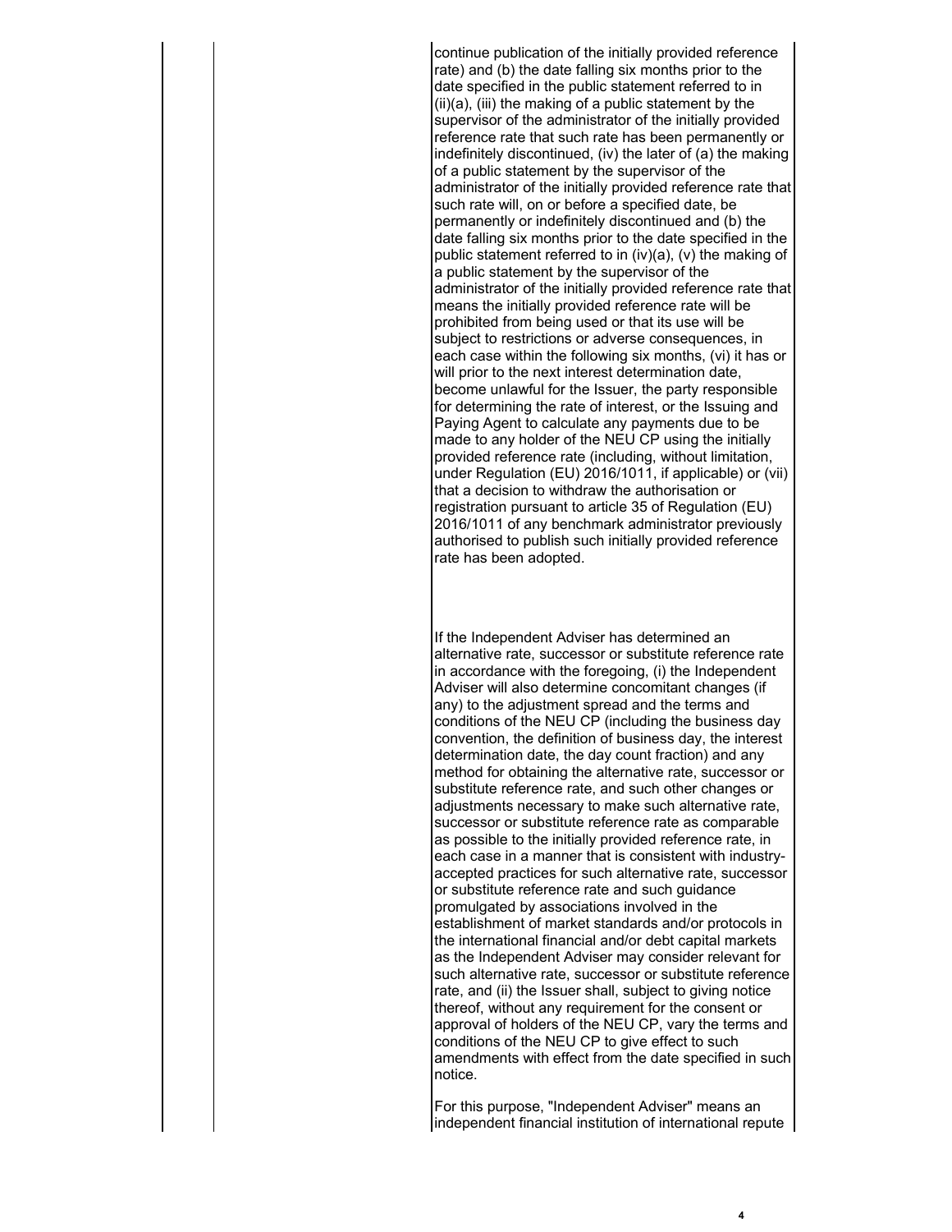continue publication of the initially provided reference rate) and (b) the date falling six months prior to the date specified in the public statement referred to in (ii)(a), (iii) the making of a public statement by the supervisor of the administrator of the initially provided reference rate that such rate has been permanently or indefinitely discontinued, (iv) the later of (a) the making of a public statement by the supervisor of the administrator of the initially provided reference rate that such rate will, on or before a specified date, be permanently or indefinitely discontinued and (b) the date falling six months prior to the date specified in the public statement referred to in (iv)(a), (v) the making of a public statement by the supervisor of the administrator of the initially provided reference rate that means the initially provided reference rate will be prohibited from being used or that its use will be subject to restrictions or adverse consequences, in each case within the following six months, (vi) it has or will prior to the next interest determination date, become unlawful for the Issuer, the party responsible for determining the rate of interest, or the Issuing and Paying Agent to calculate any payments due to be made to any holder of the NEU CP using the initially provided reference rate (including, without limitation, under Regulation (EU) 2016/1011, if applicable) or (vii) that a decision to withdraw the authorisation or registration pursuant to article 35 of Regulation (EU) 2016/1011 of any benchmark administrator previously authorised to publish such initially provided reference rate has been adopted.

If the Independent Adviser has determined an alternative rate, successor or substitute reference rate in accordance with the foregoing, (i) the Independent Adviser will also determine concomitant changes (if any) to the adjustment spread and the terms and conditions of the NEU CP (including the business day convention, the definition of business day, the interest determination date, the day count fraction) and any method for obtaining the alternative rate, successor or substitute reference rate, and such other changes or adjustments necessary to make such alternative rate, successor or substitute reference rate as comparable as possible to the initially provided reference rate, in each case in a manner that is consistent with industry-accepted practices for such alternative rate, successor or substitute reference rate and such guidance promulgated by associations involved in the establishment of market standards and/or protocols in the international financial and/or debt capital markets as the Independent Adviser may consider relevant for such alternative rate, successor or substitute reference rate, and (ii) the Issuer shall, subject to giving notice thereof, without any requirement for the consent or approval of holders of the NEU CP, vary the terms and conditions of the NEU CP to give effect to such amendments with effect from the date specified in such notice.

For this purpose, "Independent Adviser" means an independent financial institution of international repute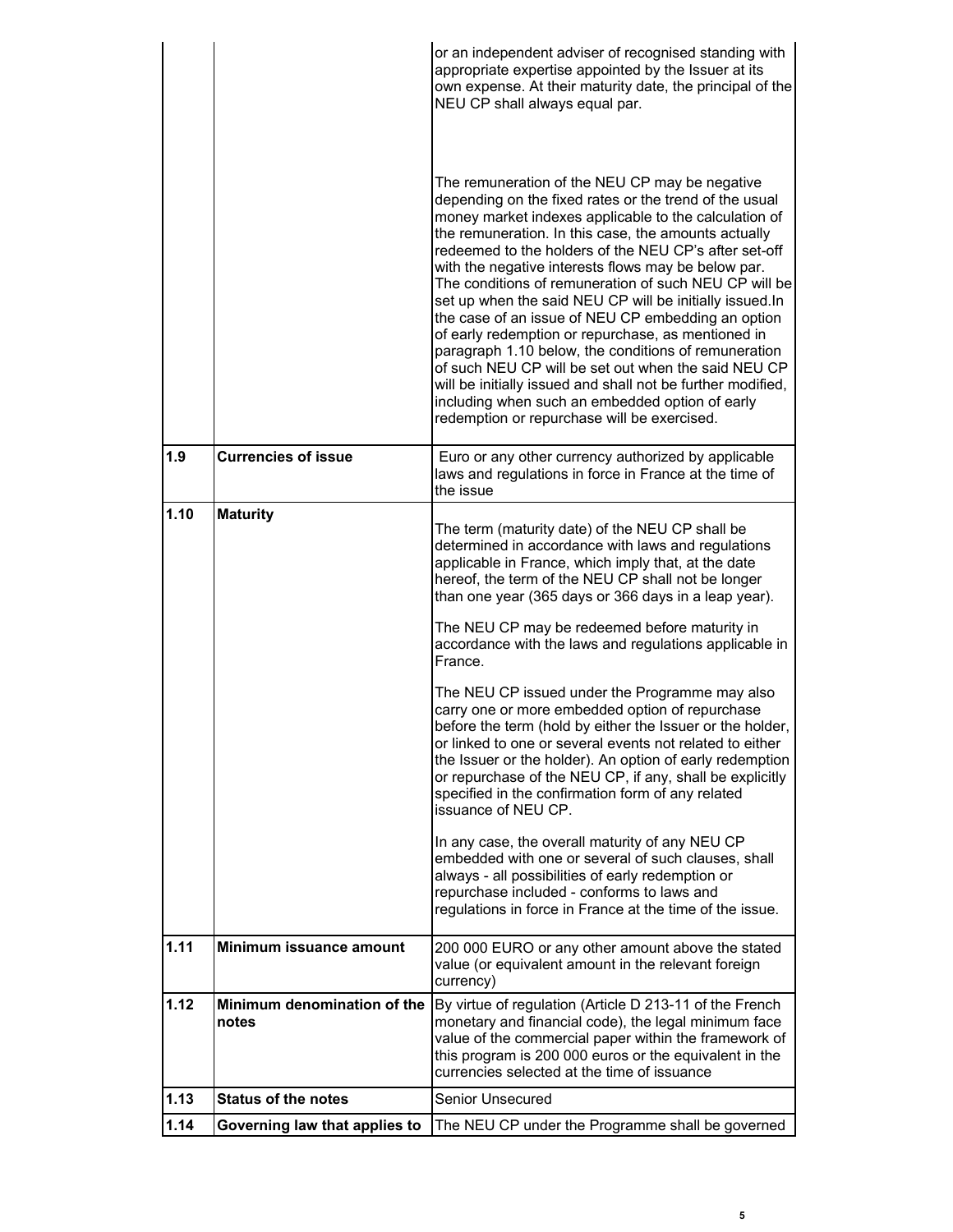| | | |
|---|---|---|
| | | or an independent adviser of recognised standing with appropriate expertise appointed by the Issuer at its own expense. At their maturity date, the principal of the NEU CP shall always equal par.<br><br>The remuneration of the NEU CP may be negative depending on the fixed rates or the trend of the usual money market indexes applicable to the calculation of the remuneration. In this case, the amounts actually redeemed to the holders of the NEU CP's after set-off with the negative interests flows may be below par. The conditions of remuneration of such NEU CP will be set up when the said NEU CP will be initially issued.In the case of an issue of NEU CP embedding an option of early redemption or repurchase, as mentioned in paragraph 1.10 below, the conditions of remuneration of such NEU CP will be set out when the said NEU CP will be initially issued and shall not be further modified, including when such an embedded option of early redemption or repurchase will be exercised. |
| **1.9** | **Currencies of issue** | Euro or any other currency authorized by applicable laws and regulations in force in France at the time of the issue |
| **1.10** | **Maturity** | The term (maturity date) of the NEU CP shall be determined in accordance with laws and regulations applicable in France, which imply that, at the date hereof, the term of the NEU CP shall not be longer than one year (365 days or 366 days in a leap year).<br><br>The NEU CP may be redeemed before maturity in accordance with the laws and regulations applicable in France.<br><br>The NEU CP issued under the Programme may also carry one or more embedded option of repurchase before the term (hold by either the Issuer or the holder, or linked to one or several events not related to either the Issuer or the holder). An option of early redemption or repurchase of the NEU CP, if any, shall be explicitly specified in the confirmation form of any related issuance of NEU CP.<br><br>In any case, the overall maturity of any NEU CP embedded with one or several of such clauses, shall always - all possibilities of early redemption or repurchase included - conforms to laws and regulations in force in France at the time of the issue. |
| **1.11** | **Minimum issuance amount** | 200 000 EURO or any other amount above the stated value (or equivalent amount in the relevant foreign currency) |
| **1.12** | **Minimum denomination of the notes** | By virtue of regulation (Article D 213-11 of the French monetary and financial code), the legal minimum face value of the commercial paper within the framework of this program is 200 000 euros or the equivalent in the currencies selected at the time of issuance |
| **1.13** | **Status of the notes** | Senior Unsecured |
| **1.14** | **Governing law that applies to** | The NEU CP under the Programme shall be governed |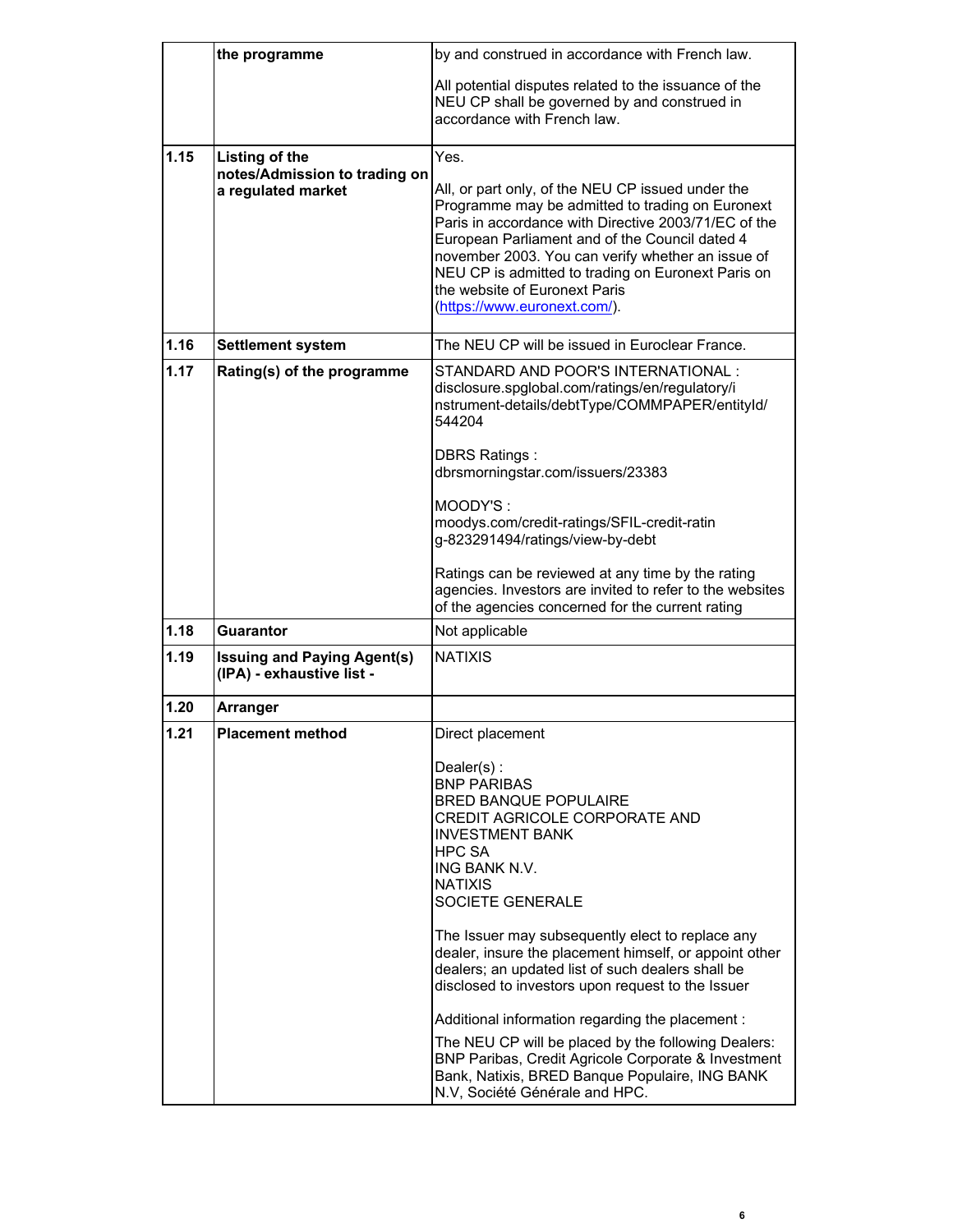| | | |
|---|---|---|
| | **the programme** | by and construed in accordance with French law.<br><br>All potential disputes related to the issuance of the NEU CP shall be governed by and construed in accordance with French law. |
| **1.15** | **Listing of the notes/Admission to trading on a regulated market** | Yes.<br><br>All, or part only, of the NEU CP issued under the Programme may be admitted to trading on Euronext Paris in accordance with Directive 2003/71/EC of the European Parliament and of the Council dated 4 november 2003. You can verify whether an issue of NEU CP is admitted to trading on Euronext Paris on the website of Euronext Paris (https://www.euronext.com/). |
| **1.16** | **Settlement system** | The NEU CP will be issued in Euroclear France. |
| **1.17** | **Rating(s) of the programme** | STANDARD AND POOR'S INTERNATIONAL : disclosure.spglobal.com/ratings/en/regulatory/instrument-details/debtType/COMMPAPER/entityId/544204<br><br>DBRS Ratings : dbrsmorningstar.com/issuers/23383<br><br>MOODY'S : moodys.com/credit-ratings/SFIL-credit-rating-823291494/ratings/view-by-debt<br><br>Ratings can be reviewed at any time by the rating agencies. Investors are invited to refer to the websites of the agencies concerned for the current rating |
| **1.18** | **Guarantor** | Not applicable |
| **1.19** | **Issuing and Paying Agent(s) (IPA) - exhaustive list -** | NATIXIS |
| **1.20** | **Arranger** | |
| **1.21** | **Placement method** | Direct placement<br><br>Dealer(s) :<br>BNP PARIBAS<br>BRED BANQUE POPULAIRE<br>CREDIT AGRICOLE CORPORATE AND INVESTMENT BANK<br>HPC SA<br>ING BANK N.V.<br>NATIXIS<br>SOCIETE GENERALE<br><br>The Issuer may subsequently elect to replace any dealer, insure the placement himself, or appoint other dealers; an updated list of such dealers shall be disclosed to investors upon request to the Issuer<br><br>Additional information regarding the placement :<br>The NEU CP will be placed by the following Dealers: BNP Paribas, Credit Agricole Corporate & Investment Bank, Natixis, BRED Banque Populaire, ING BANK N.V, Société Générale and HPC. |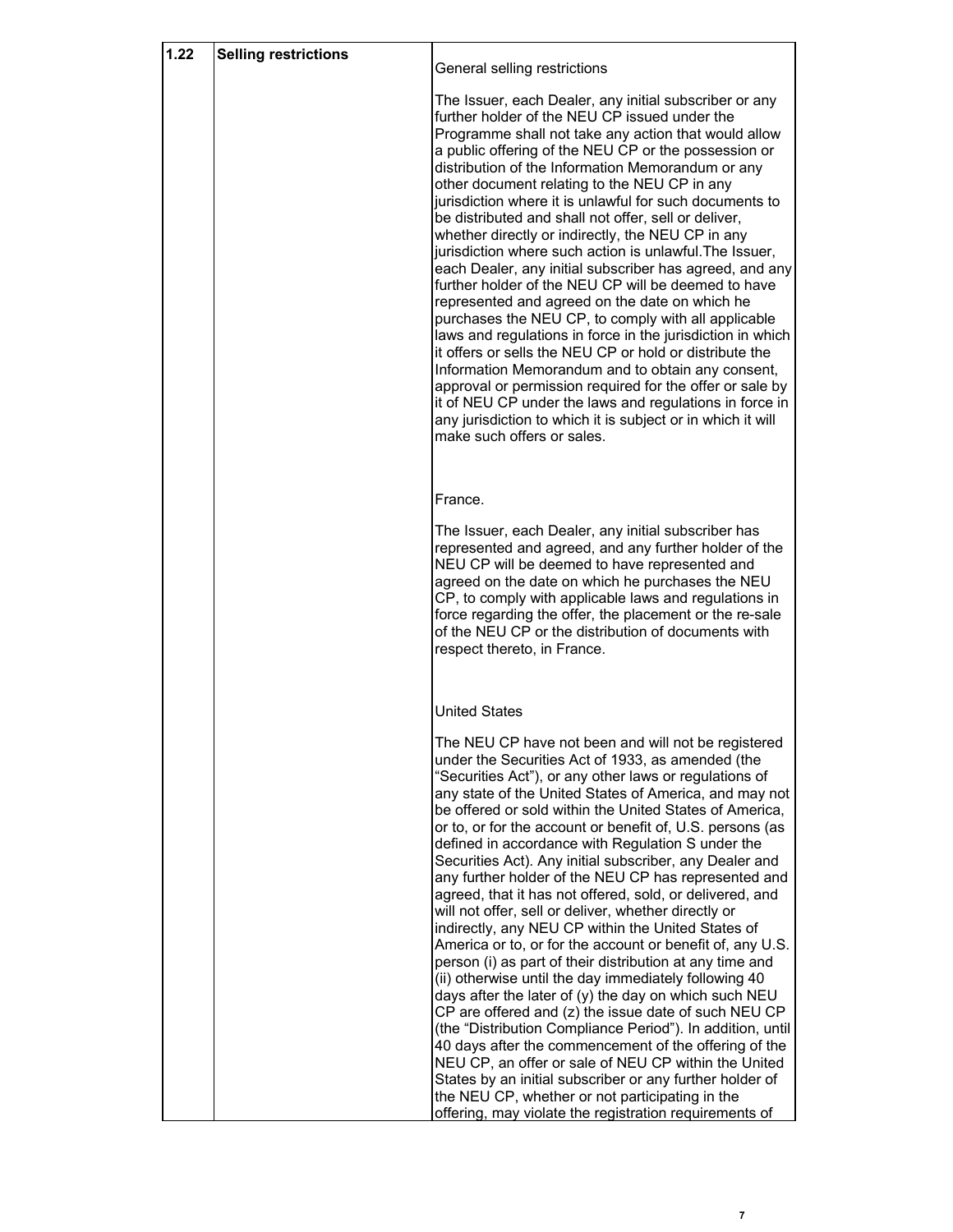| 1.22 | Selling restrictions | General selling restrictions<br><br>The Issuer, each Dealer, any initial subscriber or any further holder of the NEU CP issued under the Programme shall not take any action that would allow a public offering of the NEU CP or the possession or distribution of the Information Memorandum or any other document relating to the NEU CP in any jurisdiction where it is unlawful for such documents to be distributed and shall not offer, sell or deliver, whether directly or indirectly, the NEU CP in any jurisdiction where such action is unlawful.The Issuer, each Dealer, any initial subscriber has agreed, and any further holder of the NEU CP will be deemed to have represented and agreed on the date on which he purchases the NEU CP, to comply with all applicable laws and regulations in force in the jurisdiction in which it offers or sells the NEU CP or hold or distribute the Information Memorandum and to obtain any consent, approval or permission required for the offer or sale by it of NEU CP under the laws and regulations in force in any jurisdiction to which it is subject or in which it will make such offers or sales.<br><br>France.<br><br>The Issuer, each Dealer, any initial subscriber has represented and agreed, and any further holder of the NEU CP will be deemed to have represented and agreed on the date on which he purchases the NEU CP, to comply with applicable laws and regulations in force regarding the offer, the placement or the re-sale of the NEU CP or the distribution of documents with respect thereto, in France.<br><br>United States<br><br>The NEU CP have not been and will not be registered under the Securities Act of 1933, as amended (the "Securities Act"), or any other laws or regulations of any state of the United States of America, and may not be offered or sold within the United States of America, or to, or for the account or benefit of, U.S. persons (as defined in accordance with Regulation S under the Securities Act). Any initial subscriber, any Dealer and any further holder of the NEU CP has represented and agreed, that it has not offered, sold, or delivered, and will not offer, sell or deliver, whether directly or indirectly, any NEU CP within the United States of America or to, or for the account or benefit of, any U.S. person (i) as part of their distribution at any time and (ii) otherwise until the day immediately following 40 days after the later of (y) the day on which such NEU CP are offered and (z) the issue date of such NEU CP (the "Distribution Compliance Period"). In addition, until 40 days after the commencement of the offering of the NEU CP, an offer or sale of NEU CP within the United States by an initial subscriber or any further holder of the NEU CP, whether or not participating in the offering, may violate the registration requirements of |
|---|---|---|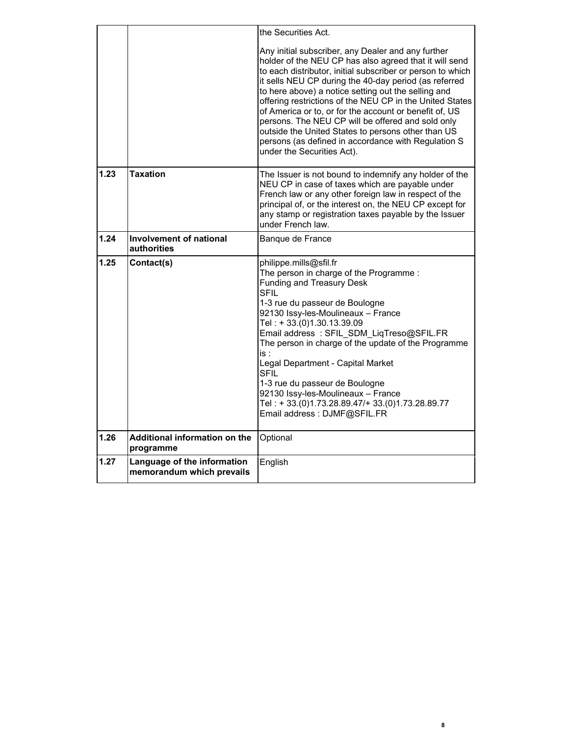| | | |
|---|---|---|
| | | the Securities Act.<br><br>Any initial subscriber, any Dealer and any further holder of the NEU CP has also agreed that it will send to each distributor, initial subscriber or person to which it sells NEU CP during the 40-day period (as referred to here above) a notice setting out the selling and offering restrictions of the NEU CP in the United States of America or to, or for the account or benefit of, US persons. The NEU CP will be offered and sold only outside the United States to persons other than US persons (as defined in accordance with Regulation S under the Securities Act). |
| **1.23** | **Taxation** | The Issuer is not bound to indemnify any holder of the NEU CP in case of taxes which are payable under French law or any other foreign law in respect of the principal of, or the interest on, the NEU CP except for any stamp or registration taxes payable by the Issuer under French law. |
| **1.24** | **Involvement of national authorities** | Banque de France |
| **1.25** | **Contact(s)** | philippe.mills@sfil.fr<br>The person in charge of the Programme :<br>Funding and Treasury Desk<br>SFIL<br>1-3 rue du passeur de Boulogne<br>92130 Issy-les-Moulineaux – France<br>Tel : + 33.(0)1.30.13.39.09<br>Email address : SFIL_SDM_LiqTreso@SFIL.FR<br>The person in charge of the update of the Programme is :<br>Legal Department - Capital Market<br>SFIL<br>1-3 rue du passeur de Boulogne<br>92130 Issy-les-Moulineaux – France<br>Tel : + 33.(0)1.73.28.89.47/+ 33.(0)1.73.28.89.77<br>Email address : DJMF@SFIL.FR |
| **1.26** | **Additional information on the programme** | Optional |
| **1.27** | **Language of the information memorandum which prevails** | English |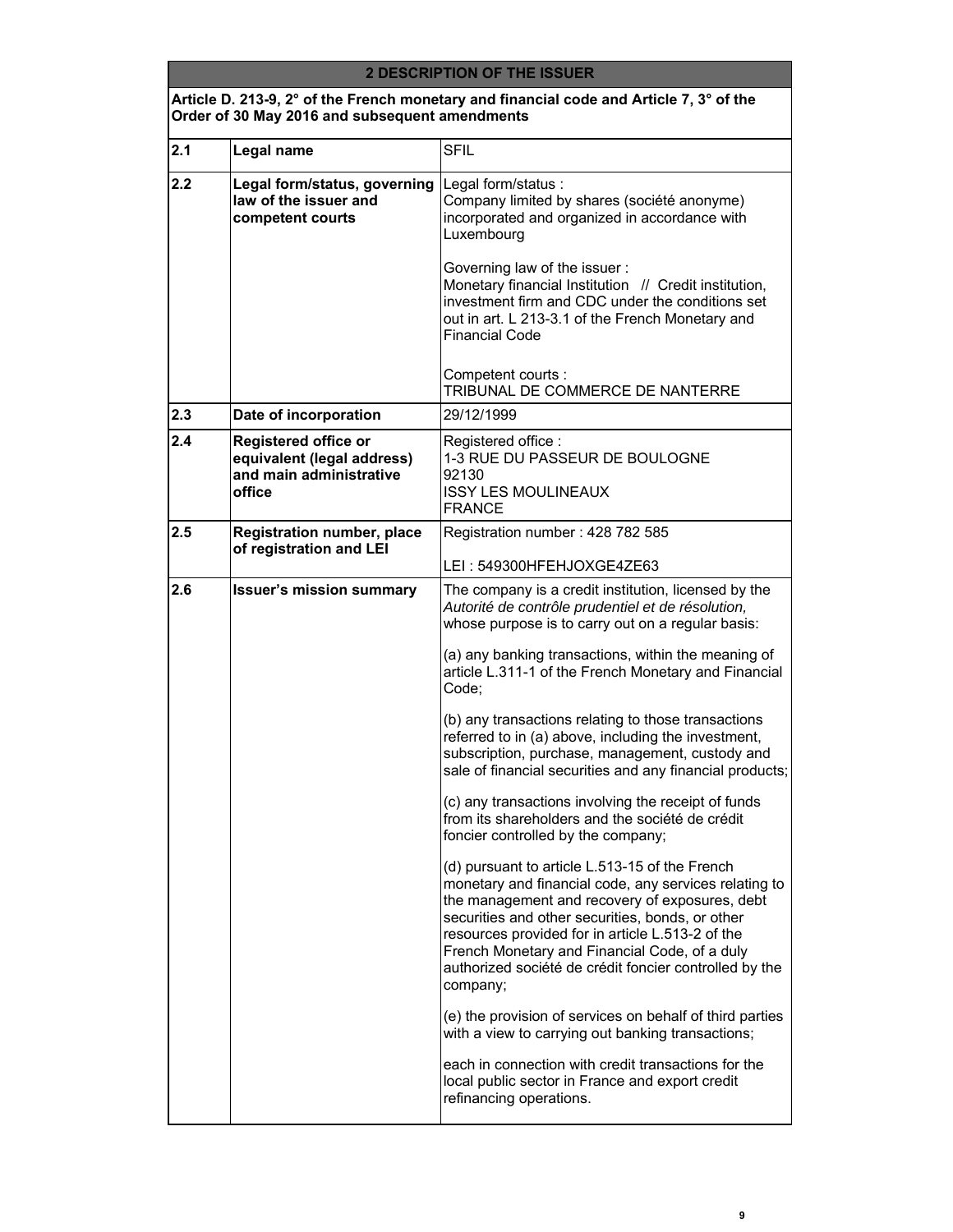| 2 DESCRIPTION OF THE ISSUER | | |
|---|---|---|
| **Article D. 213-9, 2° of the French monetary and financial code and Article 7, 3° of the Order of 30 May 2016 and subsequent amendments** | | |
| **2.1** | **Legal name** | SFIL |
| **2.2** | **Legal form/status, governing law of the issuer and competent courts** | Legal form/status :<br>Company limited by shares (société anonyme) incorporated and organized in accordance with Luxembourg<br><br>Governing law of the issuer :<br>Monetary financial Institution // Credit institution, investment firm and CDC under the conditions set out in art. L 213-3.1 of the French Monetary and Financial Code<br><br>Competent courts :<br>TRIBUNAL DE COMMERCE DE NANTERRE |
| **2.3** | **Date of incorporation** | 29/12/1999 |
| **2.4** | **Registered office or equivalent (legal address) and main administrative office** | Registered office :<br>1-3 RUE DU PASSEUR DE BOULOGNE<br>92130<br>ISSY LES MOULINEAUX<br>FRANCE |
| **2.5** | **Registration number, place of registration and LEI** | Registration number : 428 782 585<br><br>LEI : 549300HFEHJOXGE4ZE63 |
| **2.6** | **Issuer's mission summary** | The company is a credit institution, licensed by the *Autorité de contrôle prudentiel et de résolution,* whose purpose is to carry out on a regular basis:<br><br>(a) any banking transactions, within the meaning of article L.311-1 of the French Monetary and Financial Code;<br><br>(b) any transactions relating to those transactions referred to in (a) above, including the investment, subscription, purchase, management, custody and sale of financial securities and any financial products;<br><br>(c) any transactions involving the receipt of funds from its shareholders and the société de crédit foncier controlled by the company;<br><br>(d) pursuant to article L.513-15 of the French monetary and financial code, any services relating to the management and recovery of exposures, debt securities and other securities, bonds, or other resources provided for in article L.513-2 of the French Monetary and Financial Code, of a duly authorized société de crédit foncier controlled by the company;<br><br>(e) the provision of services on behalf of third parties with a view to carrying out banking transactions;<br><br>each in connection with credit transactions for the local public sector in France and export credit refinancing operations. |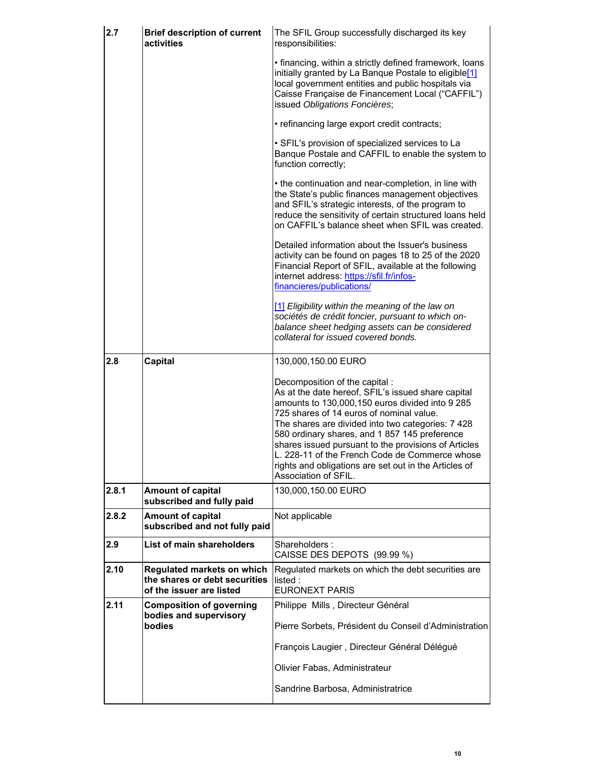| 2.7 | Brief description of current activities | The SFIL Group successfully discharged its key responsibilities:<br><br>• financing, within a strictly defined framework, loans initially granted by La Banque Postale to eligible[1] local government entities and public hospitals via Caisse Française de Financement Local ("CAFFIL") issued *Obligations Foncières*;<br><br>• refinancing large export credit contracts;<br><br>• SFIL's provision of specialized services to La Banque Postale and CAFFIL to enable the system to function correctly;<br><br>• the continuation and near-completion, in line with the State's public finances management objectives and SFIL's strategic interests, of the program to reduce the sensitivity of certain structured loans held on CAFFIL's balance sheet when SFIL was created.<br><br>Detailed information about the Issuer's business activity can be found on pages 18 to 25 of the 2020 Financial Report of SFIL, available at the following internet address: https://sfil.fr/infos-financieres/publications/<br><br>[1] *Eligibility within the meaning of the law on sociétés de crédit foncier, pursuant to which on-balance sheet hedging assets can be considered collateral for issued covered bonds.* |
|---|---|---|
| 2.8 | **Capital** | 130,000,150.00 EURO<br><br>Decomposition of the capital :<br>As at the date hereof, SFIL's issued share capital amounts to 130,000,150 euros divided into 9 285 725 shares of 14 euros of nominal value.<br>The shares are divided into two categories: 7 428 580 ordinary shares, and 1 857 145 preference shares issued pursuant to the provisions of Articles L. 228-11 of the French Code de Commerce whose rights and obligations are set out in the Articles of Association of SFIL. |
| 2.8.1 | **Amount of capital subscribed and fully paid** | 130,000,150.00 EURO |
| 2.8.2 | **Amount of capital subscribed and not fully paid** | Not applicable |
| 2.9 | **List of main shareholders** | Shareholders :<br>CAISSE DES DEPOTS (99.99 %) |
| 2.10 | **Regulated markets on which the shares or debt securities of the issuer are listed** | Regulated markets on which the debt securities are listed :<br>EURONEXT PARIS |
| 2.11 | **Composition of governing bodies and supervisory bodies** | Philippe Mills , Directeur Général<br><br>Pierre Sorbets, Président du Conseil d'Administration<br><br>François Laugier , Directeur Général Délégué<br><br>Olivier Fabas, Administrateur<br><br>Sandrine Barbosa, Administratrice |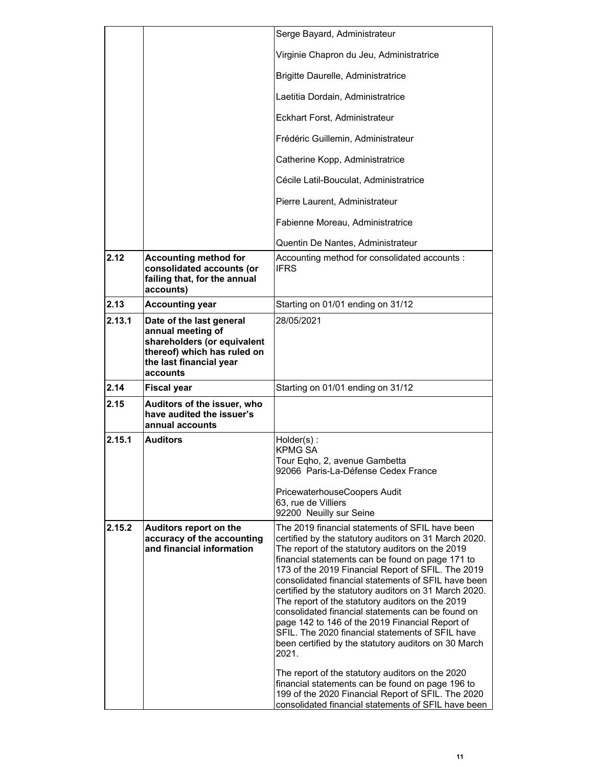| | | |
|---|---|---|
| | | Serge Bayard, Administrateur<br><br>Virginie Chapron du Jeu, Administratrice<br><br>Brigitte Daurelle, Administratrice<br><br>Laetitia Dordain, Administratrice<br><br>Eckhart Forst, Administrateur<br><br>Frédéric Guillemin, Administrateur<br><br>Catherine Kopp, Administratrice<br><br>Cécile Latil-Bouculat, Administratrice<br><br>Pierre Laurent, Administrateur<br><br>Fabienne Moreau, Administratrice<br><br>Quentin De Nantes, Administrateur |
| **2.12** | **Accounting method for consolidated accounts (or failing that, for the annual accounts)** | Accounting method for consolidated accounts : IFRS |
| **2.13** | **Accounting year** | Starting on 01/01 ending on 31/12 |
| **2.13.1** | **Date of the last general annual meeting of shareholders (or equivalent thereof) which has ruled on the last financial year accounts** | 28/05/2021 |
| **2.14** | **Fiscal year** | Starting on 01/01 ending on 31/12 |
| **2.15** | **Auditors of the issuer, who have audited the issuer's annual accounts** | |
| **2.15.1** | **Auditors** | Holder(s) :<br>KPMG SA<br>Tour Eqho, 2, avenue Gambetta<br>92066 Paris-La-Défense Cedex France<br><br>PricewaterhouseCoopers Audit<br>63, rue de Villiers<br>92200 Neuilly sur Seine |
| **2.15.2** | **Auditors report on the accuracy of the accounting and financial information** | The 2019 financial statements of SFIL have been certified by the statutory auditors on 31 March 2020. The report of the statutory auditors on the 2019 financial statements can be found on page 171 to 173 of the 2019 Financial Report of SFIL. The 2019 consolidated financial statements of SFIL have been certified by the statutory auditors on 31 March 2020. The report of the statutory auditors on the 2019 consolidated financial statements can be found on page 142 to 146 of the 2019 Financial Report of SFIL. The 2020 financial statements of SFIL have been certified by the statutory auditors on 30 March 2021.<br><br>The report of the statutory auditors on the 2020 financial statements can be found on page 196 to 199 of the 2020 Financial Report of SFIL. The 2020 consolidated financial statements of SFIL have been |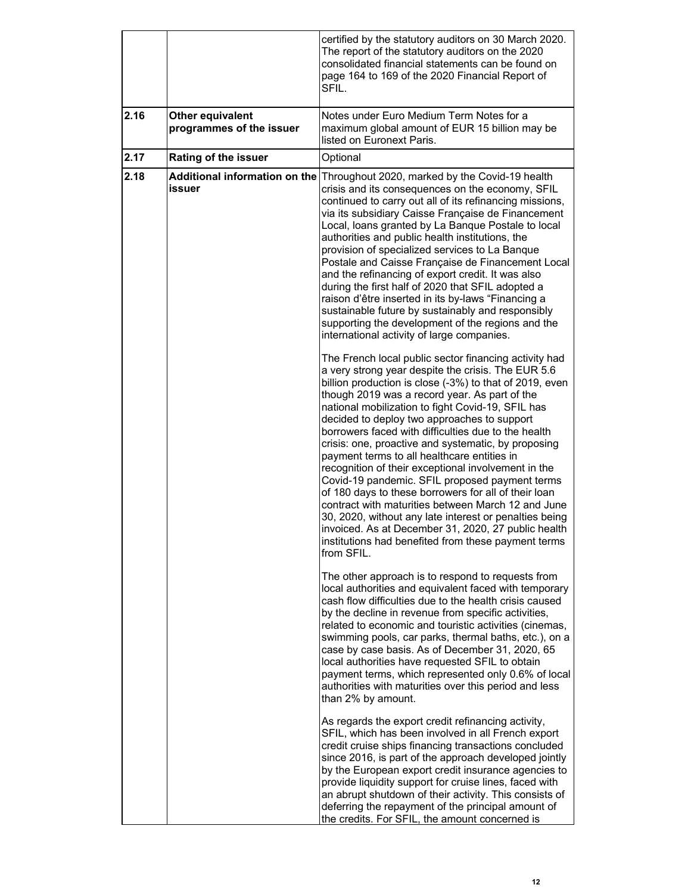|  |  |  |
|---|---|---|
|  |  | certified by the statutory auditors on 30 March 2020. The report of the statutory auditors on the 2020 consolidated financial statements can be found on page 164 to 169 of the 2020 Financial Report of SFIL. |
| 2.16 | **Other equivalent programmes of the issuer** | Notes under Euro Medium Term Notes for a maximum global amount of EUR 15 billion may be listed on Euronext Paris. |
| 2.17 | **Rating of the issuer** | Optional |
| 2.18 | **Additional information on the issuer** | Throughout 2020, marked by the Covid-19 health crisis and its consequences on the economy, SFIL continued to carry out all of its refinancing missions, via its subsidiary Caisse Française de Financement Local, loans granted by La Banque Postale to local authorities and public health institutions, the provision of specialized services to La Banque Postale and Caisse Française de Financement Local and the refinancing of export credit. It was also during the first half of 2020 that SFIL adopted a raison d'être inserted in its by-laws "Financing a sustainable future by sustainably and responsibly supporting the development of the regions and the international activity of large companies.<br><br>The French local public sector financing activity had a very strong year despite the crisis. The EUR 5.6 billion production is close (-3%) to that of 2019, even though 2019 was a record year. As part of the national mobilization to fight Covid-19, SFIL has decided to deploy two approaches to support borrowers faced with difficulties due to the health crisis: one, proactive and systematic, by proposing payment terms to all healthcare entities in recognition of their exceptional involvement in the Covid-19 pandemic. SFIL proposed payment terms of 180 days to these borrowers for all of their loan contract with maturities between March 12 and June 30, 2020, without any late interest or penalties being invoiced. As at December 31, 2020, 27 public health institutions had benefited from these payment terms from SFIL.<br><br>The other approach is to respond to requests from local authorities and equivalent faced with temporary cash flow difficulties due to the health crisis caused by the decline in revenue from specific activities, related to economic and touristic activities (cinemas, swimming pools, car parks, thermal baths, etc.), on a case by case basis. As of December 31, 2020, 65 local authorities have requested SFIL to obtain payment terms, which represented only 0.6% of local authorities with maturities over this period and less than 2% by amount.<br><br>As regards the export credit refinancing activity, SFIL, which has been involved in all French export credit cruise ships financing transactions concluded since 2016, is part of the approach developed jointly by the European export credit insurance agencies to provide liquidity support for cruise lines, faced with an abrupt shutdown of their activity. This consists of deferring the repayment of the principal amount of the credits. For SFIL, the amount concerned is |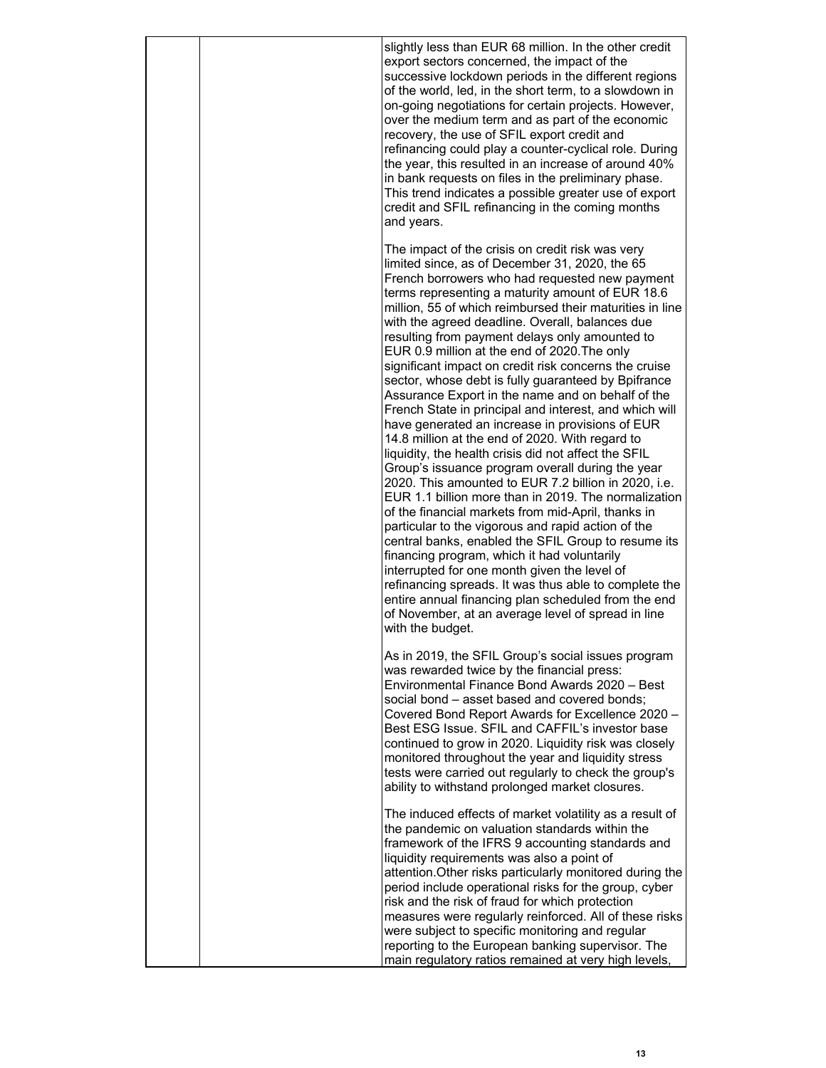| | | slightly less than EUR 68 million. In the other credit export sectors concerned, the impact of the successive lockdown periods in the different regions of the world, led, in the short term, to a slowdown in on-going negotiations for certain projects. However, over the medium term and as part of the economic recovery, the use of SFIL export credit and refinancing could play a counter-cyclical role. During the year, this resulted in an increase of around 40% in bank requests on files in the preliminary phase. This trend indicates a possible greater use of export credit and SFIL refinancing in the coming months and years.<br><br>The impact of the crisis on credit risk was very limited since, as of December 31, 2020, the 65 French borrowers who had requested new payment terms representing a maturity amount of EUR 18.6 million, 55 of which reimbursed their maturities in line with the agreed deadline. Overall, balances due resulting from payment delays only amounted to EUR 0.9 million at the end of 2020.The only significant impact on credit risk concerns the cruise sector, whose debt is fully guaranteed by Bpifrance Assurance Export in the name and on behalf of the French State in principal and interest, and which will have generated an increase in provisions of EUR 14.8 million at the end of 2020. With regard to liquidity, the health crisis did not affect the SFIL Group's issuance program overall during the year 2020. This amounted to EUR 7.2 billion in 2020, i.e. EUR 1.1 billion more than in 2019. The normalization of the financial markets from mid-April, thanks in particular to the vigorous and rapid action of the central banks, enabled the SFIL Group to resume its financing program, which it had voluntarily interrupted for one month given the level of refinancing spreads. It was thus able to complete the entire annual financing plan scheduled from the end of November, at an average level of spread in line with the budget.<br><br>As in 2019, the SFIL Group's social issues program was rewarded twice by the financial press: Environmental Finance Bond Awards 2020 – Best social bond – asset based and covered bonds; Covered Bond Report Awards for Excellence 2020 – Best ESG Issue. SFIL and CAFFIL's investor base continued to grow in 2020. Liquidity risk was closely monitored throughout the year and liquidity stress tests were carried out regularly to check the group's ability to withstand prolonged market closures.<br><br>The induced effects of market volatility as a result of the pandemic on valuation standards within the framework of the IFRS 9 accounting standards and liquidity requirements was also a point of attention.Other risks particularly monitored during the period include operational risks for the group, cyber risk and the risk of fraud for which protection measures were regularly reinforced. All of these risks were subject to specific monitoring and regular reporting to the European banking supervisor. The main regulatory ratios remained at very high levels, |
|---|---|---|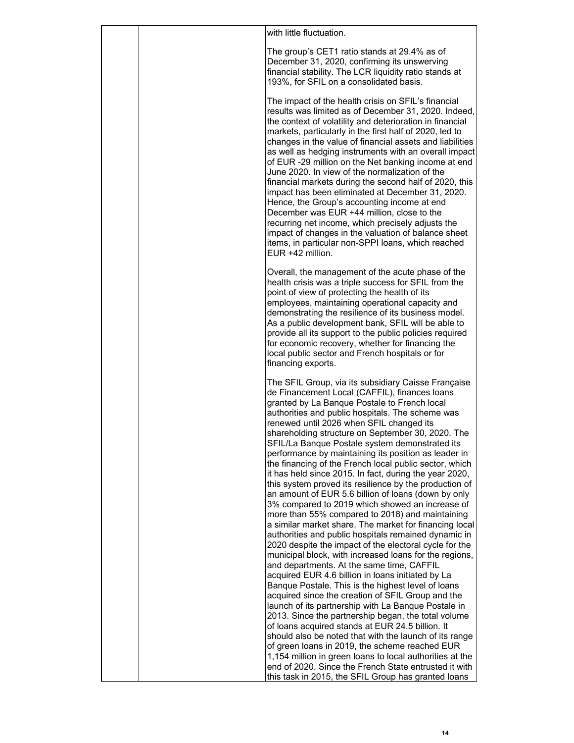| | | with little fluctuation.<br><br>The group's CET1 ratio stands at 29.4% as of December 31, 2020, confirming its unswerving financial stability. The LCR liquidity ratio stands at 193%, for SFIL on a consolidated basis.<br><br>The impact of the health crisis on SFIL's financial results was limited as of December 31, 2020. Indeed, the context of volatility and deterioration in financial markets, particularly in the first half of 2020, led to changes in the value of financial assets and liabilities as well as hedging instruments with an overall impact of EUR -29 million on the Net banking income at end June 2020. In view of the normalization of the financial markets during the second half of 2020, this impact has been eliminated at December 31, 2020. Hence, the Group's accounting income at end December was EUR +44 million, close to the recurring net income, which precisely adjusts the impact of changes in the valuation of balance sheet items, in particular non-SPPI loans, which reached EUR +42 million.<br><br>Overall, the management of the acute phase of the health crisis was a triple success for SFIL from the point of view of protecting the health of its employees, maintaining operational capacity and demonstrating the resilience of its business model. As a public development bank, SFIL will be able to provide all its support to the public policies required for economic recovery, whether for financing the local public sector and French hospitals or for financing exports.<br><br>The SFIL Group, via its subsidiary Caisse Française de Financement Local (CAFFIL), finances loans granted by La Banque Postale to French local authorities and public hospitals. The scheme was renewed until 2026 when SFIL changed its shareholding structure on September 30, 2020. The SFIL/La Banque Postale system demonstrated its performance by maintaining its position as leader in the financing of the French local public sector, which it has held since 2015. In fact, during the year 2020, this system proved its resilience by the production of an amount of EUR 5.6 billion of loans (down by only 3% compared to 2019 which showed an increase of more than 55% compared to 2018) and maintaining a similar market share. The market for financing local authorities and public hospitals remained dynamic in 2020 despite the impact of the electoral cycle for the municipal block, with increased loans for the regions, and departments. At the same time, CAFFIL acquired EUR 4.6 billion in loans initiated by La Banque Postale. This is the highest level of loans acquired since the creation of SFIL Group and the launch of its partnership with La Banque Postale in 2013. Since the partnership began, the total volume of loans acquired stands at EUR 24.5 billion. It should also be noted that with the launch of its range of green loans in 2019, the scheme reached EUR 1,154 million in green loans to local authorities at the end of 2020. Since the French State entrusted it with this task in 2015, the SFIL Group has granted loans |
|---|---|---|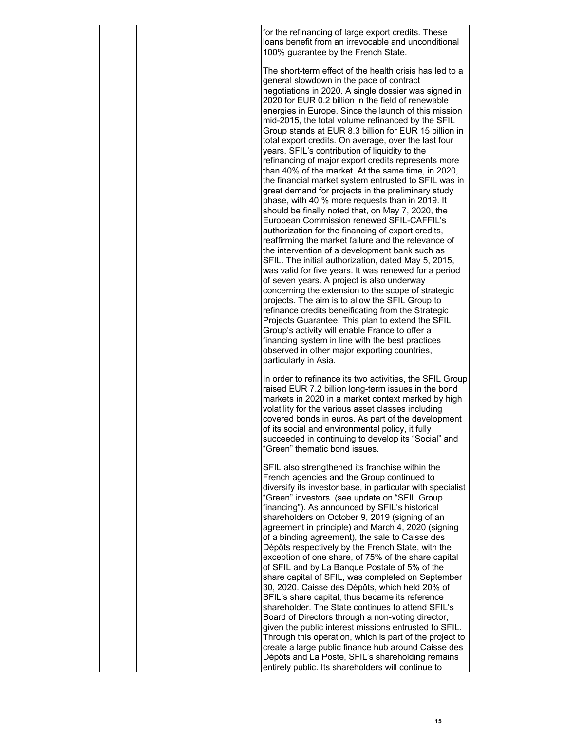| | | for the refinancing of large export credits. These loans benefit from an irrevocable and unconditional 100% guarantee by the French State.<br><br>The short-term effect of the health crisis has led to a general slowdown in the pace of contract negotiations in 2020. A single dossier was signed in 2020 for EUR 0.2 billion in the field of renewable energies in Europe. Since the launch of this mission mid-2015, the total volume refinanced by the SFIL Group stands at EUR 8.3 billion for EUR 15 billion in total export credits. On average, over the last four years, SFIL's contribution of liquidity to the refinancing of major export credits represents more than 40% of the market. At the same time, in 2020, the financial market system entrusted to SFIL was in great demand for projects in the preliminary study phase, with 40 % more requests than in 2019. It should be finally noted that, on May 7, 2020, the European Commission renewed SFIL-CAFFIL's authorization for the financing of export credits, reaffirming the market failure and the relevance of the intervention of a development bank such as SFIL. The initial authorization, dated May 5, 2015, was valid for five years. It was renewed for a period of seven years. A project is also underway concerning the extension to the scope of strategic projects. The aim is to allow the SFIL Group to refinance credits beneificating from the Strategic Projects Guarantee. This plan to extend the SFIL Group's activity will enable France to offer a financing system in line with the best practices observed in other major exporting countries, particularly in Asia.<br><br>In order to refinance its two activities, the SFIL Group raised EUR 7.2 billion long-term issues in the bond markets in 2020 in a market context marked by high volatility for the various asset classes including covered bonds in euros. As part of the development of its social and environmental policy, it fully succeeded in continuing to develop its "Social" and "Green" thematic bond issues.<br><br>SFIL also strengthened its franchise within the French agencies and the Group continued to diversify its investor base, in particular with specialist "Green" investors. (see update on "SFIL Group financing"). As announced by SFIL's historical shareholders on October 9, 2019 (signing of an agreement in principle) and March 4, 2020 (signing of a binding agreement), the sale to Caisse des Dépôts respectively by the French State, with the exception of one share, of 75% of the share capital of SFIL and by La Banque Postale of 5% of the share capital of SFIL, was completed on September 30, 2020. Caisse des Dépôts, which held 20% of SFIL's share capital, thus became its reference shareholder. The State continues to attend SFIL's Board of Directors through a non-voting director, given the public interest missions entrusted to SFIL. Through this operation, which is part of the project to create a large public finance hub around Caisse des Dépôts and La Poste, SFIL's shareholding remains entirely public. Its shareholders will continue to |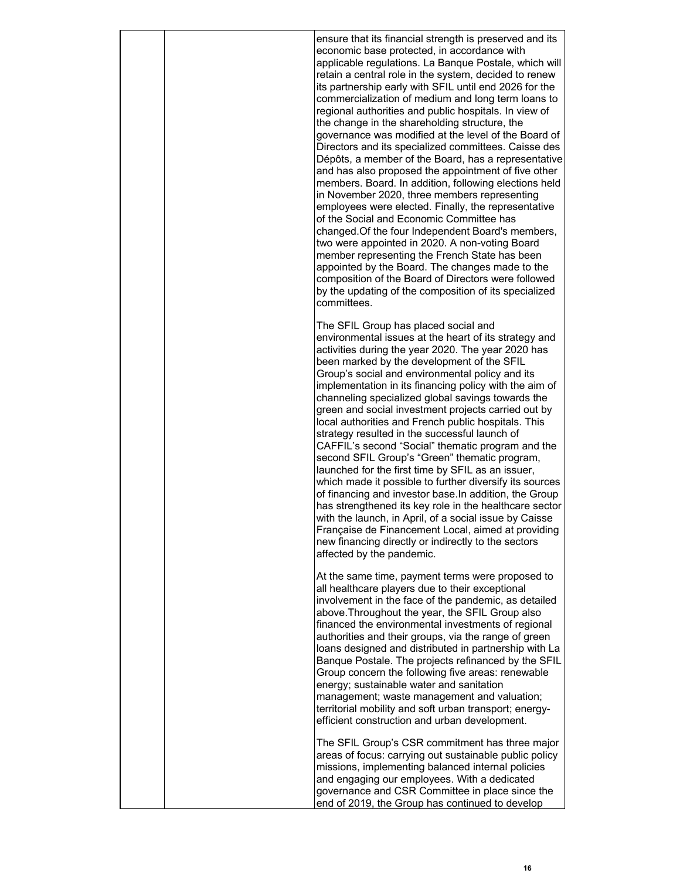| | | ensure that its financial strength is preserved and its economic base protected, in accordance with applicable regulations. La Banque Postale, which will retain a central role in the system, decided to renew its partnership early with SFIL until end 2026 for the commercialization of medium and long term loans to regional authorities and public hospitals. In view of the change in the shareholding structure, the governance was modified at the level of the Board of Directors and its specialized committees. Caisse des Dépôts, a member of the Board, has a representative and has also proposed the appointment of five other members. Board. In addition, following elections held in November 2020, three members representing employees were elected. Finally, the representative of the Social and Economic Committee has changed.Of the four Independent Board's members, two were appointed in 2020. A non-voting Board member representing the French State has been appointed by the Board. The changes made to the composition of the Board of Directors were followed by the updating of the composition of its specialized committees.<br><br>The SFIL Group has placed social and environmental issues at the heart of its strategy and activities during the year 2020. The year 2020 has been marked by the development of the SFIL Group's social and environmental policy and its implementation in its financing policy with the aim of channeling specialized global savings towards the green and social investment projects carried out by local authorities and French public hospitals. This strategy resulted in the successful launch of CAFFIL's second "Social" thematic program and the second SFIL Group's "Green" thematic program, launched for the first time by SFIL as an issuer, which made it possible to further diversify its sources of financing and investor base.In addition, the Group has strengthened its key role in the healthcare sector with the launch, in April, of a social issue by Caisse Française de Financement Local, aimed at providing new financing directly or indirectly to the sectors affected by the pandemic.<br><br>At the same time, payment terms were proposed to all healthcare players due to their exceptional involvement in the face of the pandemic, as detailed above.Throughout the year, the SFIL Group also financed the environmental investments of regional authorities and their groups, via the range of green loans designed and distributed in partnership with La Banque Postale. The projects refinanced by the SFIL Group concern the following five areas: renewable energy; sustainable water and sanitation management; waste management and valuation; territorial mobility and soft urban transport; energy-efficient construction and urban development.<br><br>The SFIL Group's CSR commitment has three major areas of focus: carrying out sustainable public policy missions, implementing balanced internal policies and engaging our employees. With a dedicated governance and CSR Committee in place since the end of 2019, the Group has continued to develop |
|---|---|---|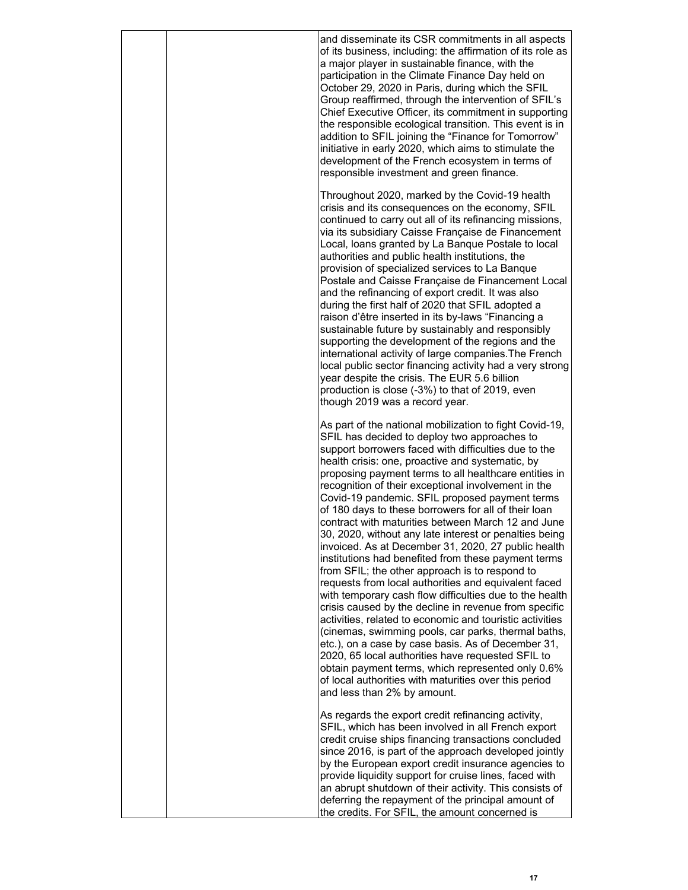| | | and disseminate its CSR commitments in all aspects of its business, including: the affirmation of its role as a major player in sustainable finance, with the participation in the Climate Finance Day held on October 29, 2020 in Paris, during which the SFIL Group reaffirmed, through the intervention of SFIL's Chief Executive Officer, its commitment in supporting the responsible ecological transition. This event is in addition to SFIL joining the "Finance for Tomorrow" initiative in early 2020, which aims to stimulate the development of the French ecosystem in terms of responsible investment and green finance.<br><br>Throughout 2020, marked by the Covid-19 health crisis and its consequences on the economy, SFIL continued to carry out all of its refinancing missions, via its subsidiary Caisse Française de Financement Local, loans granted by La Banque Postale to local authorities and public health institutions, the provision of specialized services to La Banque Postale and Caisse Française de Financement Local and the refinancing of export credit. It was also during the first half of 2020 that SFIL adopted a raison d'être inserted in its by-laws "Financing a sustainable future by sustainably and responsibly supporting the development of the regions and the international activity of large companies.The French local public sector financing activity had a very strong year despite the crisis. The EUR 5.6 billion production is close (-3%) to that of 2019, even though 2019 was a record year.<br><br>As part of the national mobilization to fight Covid-19, SFIL has decided to deploy two approaches to support borrowers faced with difficulties due to the health crisis: one, proactive and systematic, by proposing payment terms to all healthcare entities in recognition of their exceptional involvement in the Covid-19 pandemic. SFIL proposed payment terms of 180 days to these borrowers for all of their loan contract with maturities between March 12 and June 30, 2020, without any late interest or penalties being invoiced. As at December 31, 2020, 27 public health institutions had benefited from these payment terms from SFIL; the other approach is to respond to requests from local authorities and equivalent faced with temporary cash flow difficulties due to the health crisis caused by the decline in revenue from specific activities, related to economic and touristic activities (cinemas, swimming pools, car parks, thermal baths, etc.), on a case by case basis. As of December 31, 2020, 65 local authorities have requested SFIL to obtain payment terms, which represented only 0.6% of local authorities with maturities over this period and less than 2% by amount.<br><br>As regards the export credit refinancing activity, SFIL, which has been involved in all French export credit cruise ships financing transactions concluded since 2016, is part of the approach developed jointly by the European export credit insurance agencies to provide liquidity support for cruise lines, faced with an abrupt shutdown of their activity. This consists of deferring the repayment of the principal amount of the credits. For SFIL, the amount concerned is |
|---|---|---|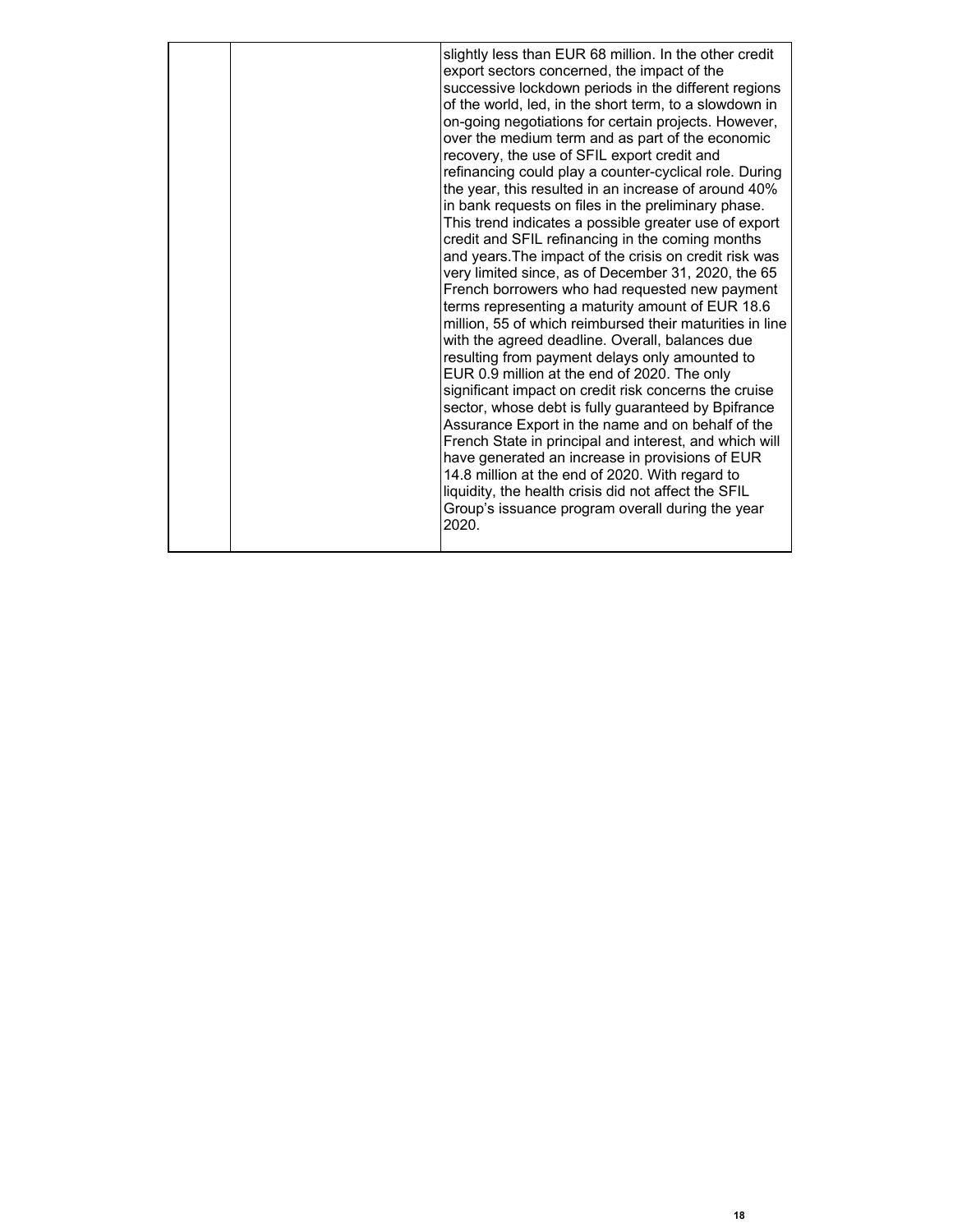|  |  | slightly less than EUR 68 million. In the other credit export sectors concerned, the impact of the successive lockdown periods in the different regions of the world, led, in the short term, to a slowdown in on-going negotiations for certain projects. However, over the medium term and as part of the economic recovery, the use of SFIL export credit and refinancing could play a counter-cyclical role. During the year, this resulted in an increase of around 40% in bank requests on files in the preliminary phase. This trend indicates a possible greater use of export credit and SFIL refinancing in the coming months and years.The impact of the crisis on credit risk was very limited since, as of December 31, 2020, the 65 French borrowers who had requested new payment terms representing a maturity amount of EUR 18.6 million, 55 of which reimbursed their maturities in line with the agreed deadline. Overall, balances due resulting from payment delays only amounted to EUR 0.9 million at the end of 2020. The only significant impact on credit risk concerns the cruise sector, whose debt is fully guaranteed by Bpifrance Assurance Export in the name and on behalf of the French State in principal and interest, and which will have generated an increase in provisions of EUR 14.8 million at the end of 2020. With regard to liquidity, the health crisis did not affect the SFIL Group's issuance program overall during the year 2020. |
|---|---|---|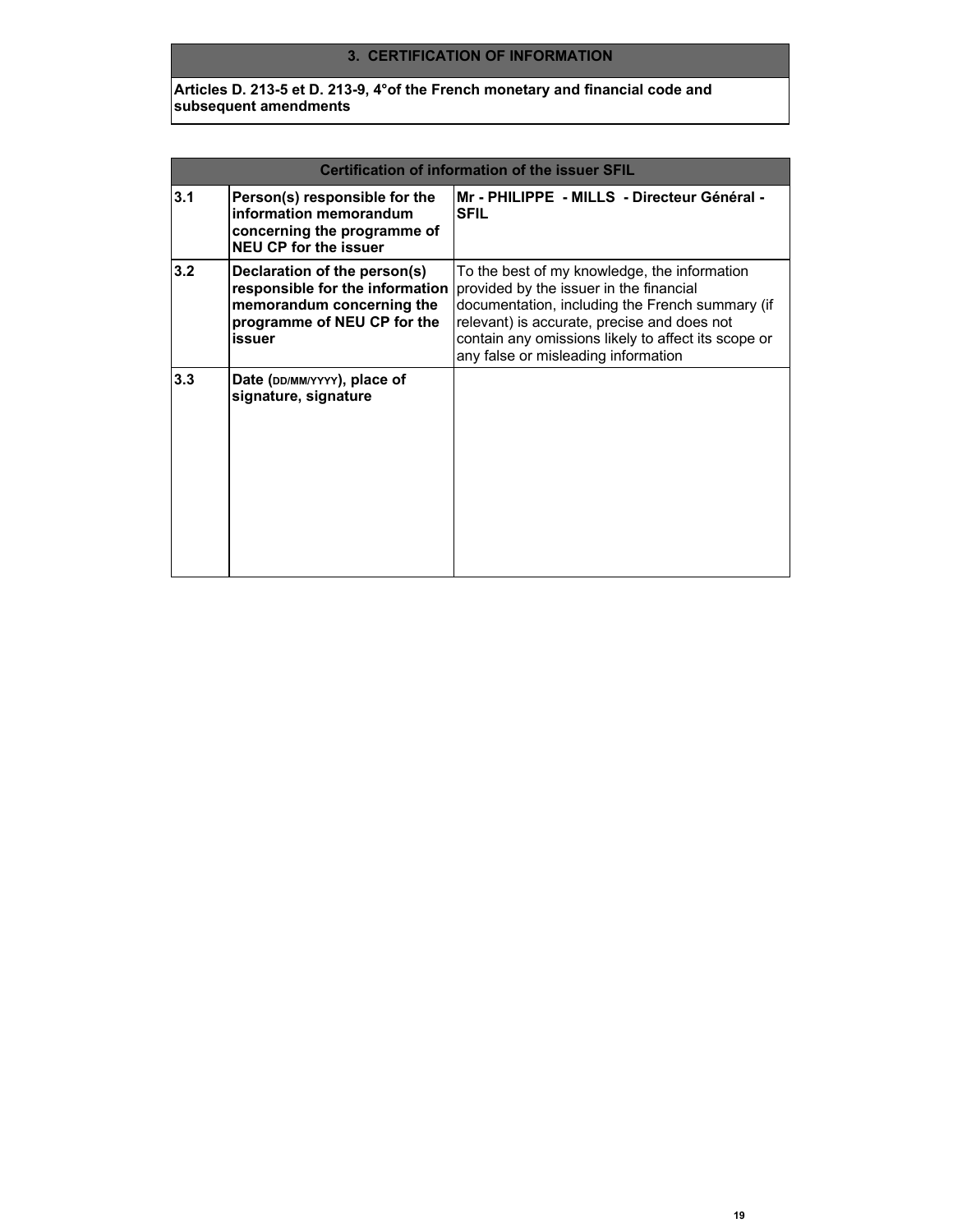## 3. CERTIFICATION OF INFORMATION

**Articles D. 213-5 et D. 213-9, 4°of the French monetary and financial code and subsequent amendments**

| Certification of information of the issuer SFIL | | |
|---|---|---|
| **3.1** | **Person(s) responsible for the information memorandum concerning the programme of NEU CP for the issuer** | **Mr - PHILIPPE - MILLS - Directeur Général - SFIL** |
| **3.2** | **Declaration of the person(s) responsible for the information memorandum concerning the programme of NEU CP for the issuer** | To the best of my knowledge, the information provided by the issuer in the financial documentation, including the French summary (if relevant) is accurate, precise and does not contain any omissions likely to affect its scope or any false or misleading information |
| **3.3** | **Date (DD/MM/YYYY), place of signature, signature** | |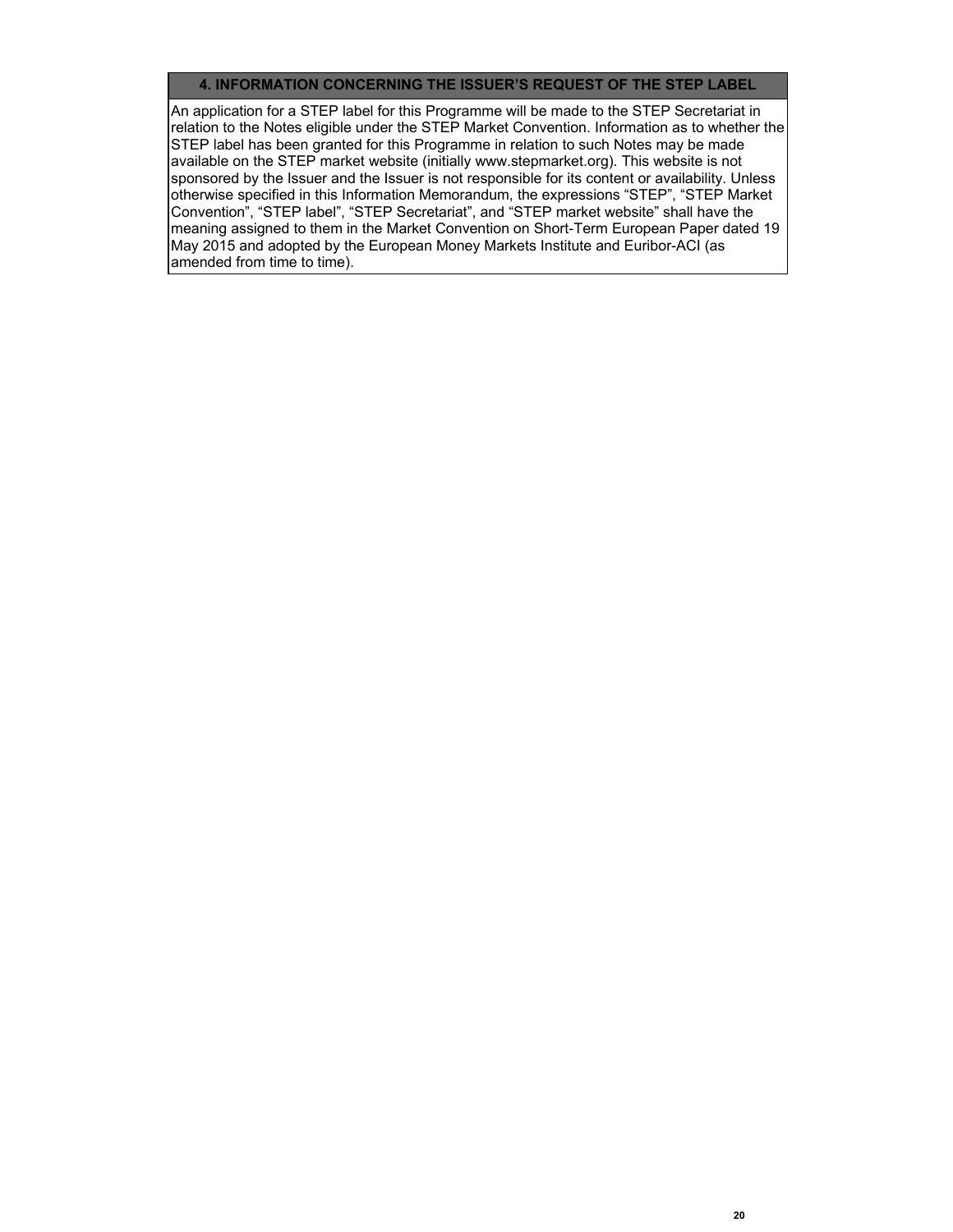## 4. INFORMATION CONCERNING THE ISSUER'S REQUEST OF THE STEP LABEL

An application for a STEP label for this Programme will be made to the STEP Secretariat in relation to the Notes eligible under the STEP Market Convention. Information as to whether the STEP label has been granted for this Programme in relation to such Notes may be made available on the STEP market website (initially www.stepmarket.org). This website is not sponsored by the Issuer and the Issuer is not responsible for its content or availability. Unless otherwise specified in this Information Memorandum, the expressions "STEP", "STEP Market Convention", "STEP label", "STEP Secretariat", and "STEP market website" shall have the meaning assigned to them in the Market Convention on Short-Term European Paper dated 19 May 2015 and adopted by the European Money Markets Institute and Euribor-ACI (as amended from time to time).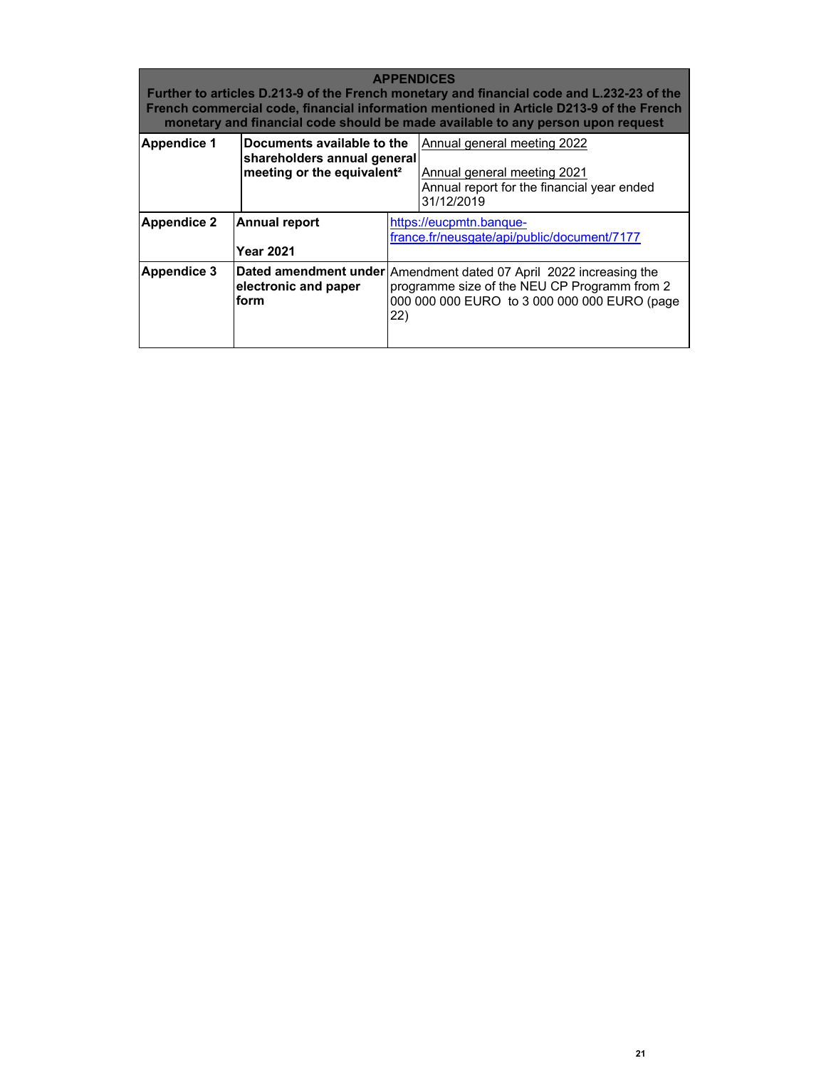| APPENDICES<br>Further to articles D.213-9 of the French monetary and financial code and L.232-23 of the French commercial code, financial information mentioned in Article D213-9 of the French monetary and financial code should be made available to any person upon request | | |
|---|---|---|
| **Appendice 1** | **Documents available to the shareholders annual general meeting or the equivalent²** | Annual general meeting 2022<br><br>Annual general meeting 2021<br>Annual report for the financial year ended 31/12/2019 |
| **Appendice 2** | **Annual report**<br><br>**Year 2021** | https://eucpmtn.banque-france.fr/neusgate/api/public/document/7177 |
| **Appendice 3** | **Dated amendment under electronic and paper form** | Amendment dated 07 April 2022 increasing the programme size of the NEU CP Programm from 2 000 000 000 EURO to 3 000 000 000 EURO (page 22) |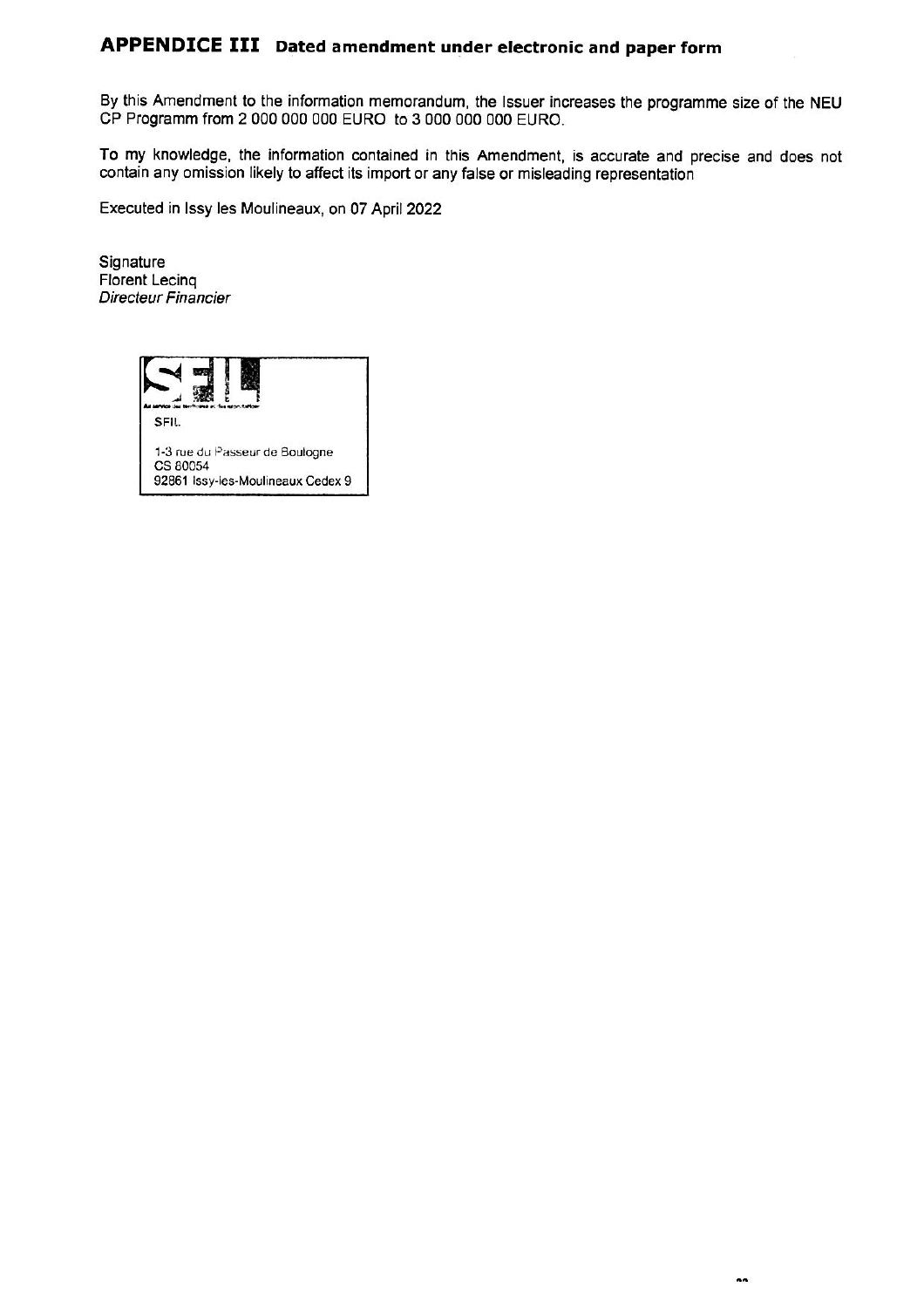## APPENDICE III Dated amendment under electronic and paper form

By this Amendment to the information memorandum, the Issuer increases the programme size of the NEU CP Programm from 2 000 000 000 EURO to 3 000 000 000 EURO.

To my knowledge, the information contained in this Amendment, is accurate and precise and does not contain any omission likely to affect its import or any false or misleading representation

Executed in Issy les Moulineaux, on 07 April 2022

Signature
Florent Lecinq
*Directeur Financier*

SFIL

1-3 rue du Passeur de Boulogne
CS 80054
92861 Issy-les-Moulineaux Cedex 9